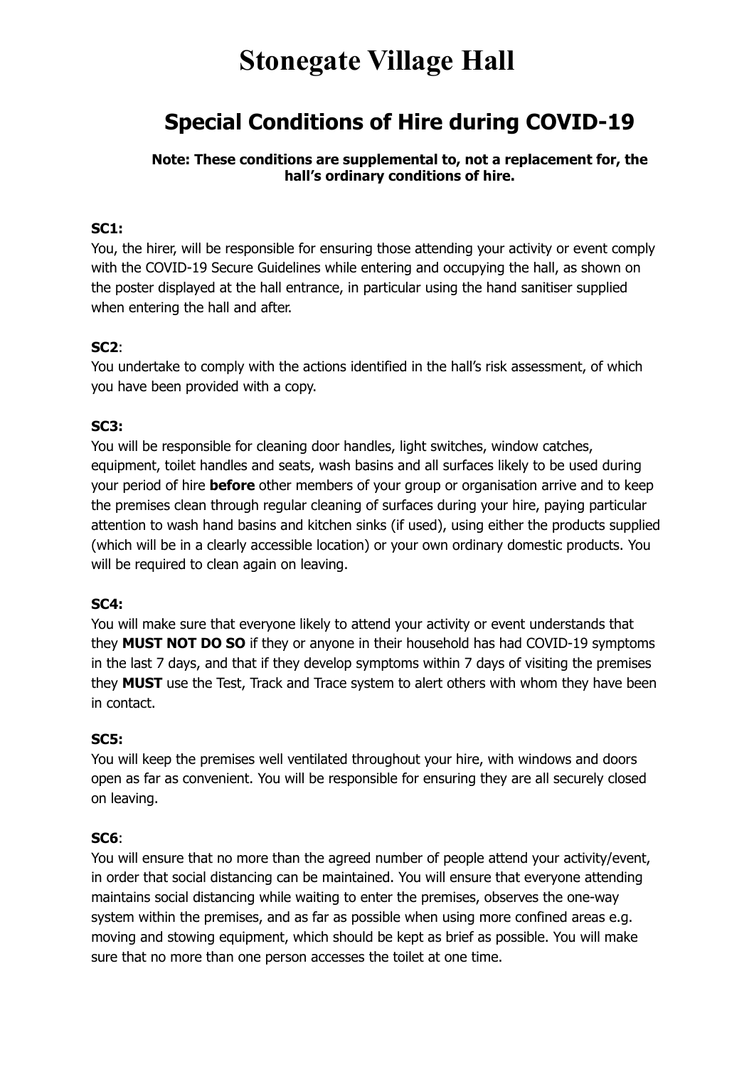# Stonegate Village Hall

## Special Conditions of Hire during COVID-19

**Note: These conditions are supplemental to, not a replacement for, the hall's ordinary conditions of hire.**

**SC1:**
You, the hirer, will be responsible for ensuring those attending your activity or event comply with the COVID-19 Secure Guidelines while entering and occupying the hall, as shown on the poster displayed at the hall entrance, in particular using the hand sanitiser supplied when entering the hall and after.

**SC2**:
You undertake to comply with the actions identified in the hall's risk assessment, of which you have been provided with a copy.

**SC3:**
You will be responsible for cleaning door handles, light switches, window catches, equipment, toilet handles and seats, wash basins and all surfaces likely to be used during your period of hire **before** other members of your group or organisation arrive and to keep the premises clean through regular cleaning of surfaces during your hire, paying particular attention to wash hand basins and kitchen sinks (if used), using either the products supplied (which will be in a clearly accessible location) or your own ordinary domestic products. You will be required to clean again on leaving.

**SC4:**
You will make sure that everyone likely to attend your activity or event understands that they **MUST NOT DO SO** if they or anyone in their household has had COVID-19 symptoms in the last 7 days, and that if they develop symptoms within 7 days of visiting the premises they **MUST** use the Test, Track and Trace system to alert others with whom they have been in contact.

**SC5:**
You will keep the premises well ventilated throughout your hire, with windows and doors open as far as convenient. You will be responsible for ensuring they are all securely closed on leaving.

**SC6**:
You will ensure that no more than the agreed number of people attend your activity/event, in order that social distancing can be maintained. You will ensure that everyone attending maintains social distancing while waiting to enter the premises, observes the one-way system within the premises, and as far as possible when using more confined areas e.g. moving and stowing equipment, which should be kept as brief as possible. You will make sure that no more than one person accesses the toilet at one time.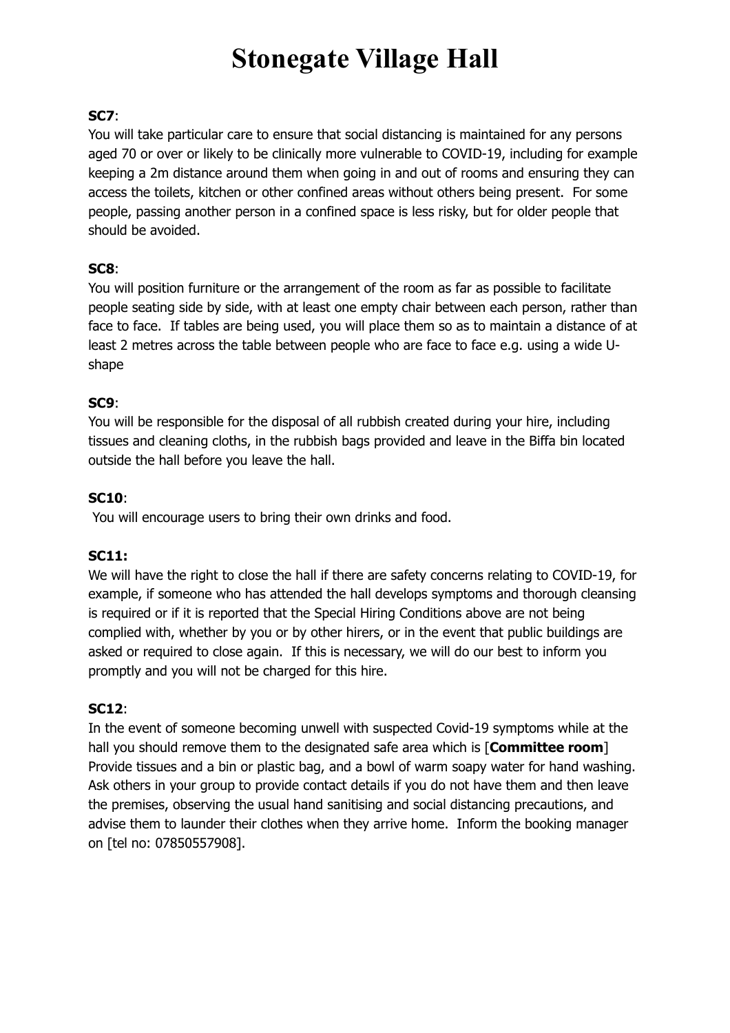# Stonegate Village Hall

**SC7**:
You will take particular care to ensure that social distancing is maintained for any persons aged 70 or over or likely to be clinically more vulnerable to COVID-19, including for example keeping a 2m distance around them when going in and out of rooms and ensuring they can access the toilets, kitchen or other confined areas without others being present. For some people, passing another person in a confined space is less risky, but for older people that should be avoided.

**SC8**:
You will position furniture or the arrangement of the room as far as possible to facilitate people seating side by side, with at least one empty chair between each person, rather than face to face. If tables are being used, you will place them so as to maintain a distance of at least 2 metres across the table between people who are face to face e.g. using a wide U-shape

**SC9**:
You will be responsible for the disposal of all rubbish created during your hire, including tissues and cleaning cloths, in the rubbish bags provided and leave in the Biffa bin located outside the hall before you leave the hall.

**SC10**:
You will encourage users to bring their own drinks and food.

**SC11:**
We will have the right to close the hall if there are safety concerns relating to COVID-19, for example, if someone who has attended the hall develops symptoms and thorough cleansing is required or if it is reported that the Special Hiring Conditions above are not being complied with, whether by you or by other hirers, or in the event that public buildings are asked or required to close again. If this is necessary, we will do our best to inform you promptly and you will not be charged for this hire.

**SC12**:
In the event of someone becoming unwell with suspected Covid-19 symptoms while at the hall you should remove them to the designated safe area which is [**Committee room**] Provide tissues and a bin or plastic bag, and a bowl of warm soapy water for hand washing. Ask others in your group to provide contact details if you do not have them and then leave the premises, observing the usual hand sanitising and social distancing precautions, and advise them to launder their clothes when they arrive home. Inform the booking manager on [tel no: 07850557908].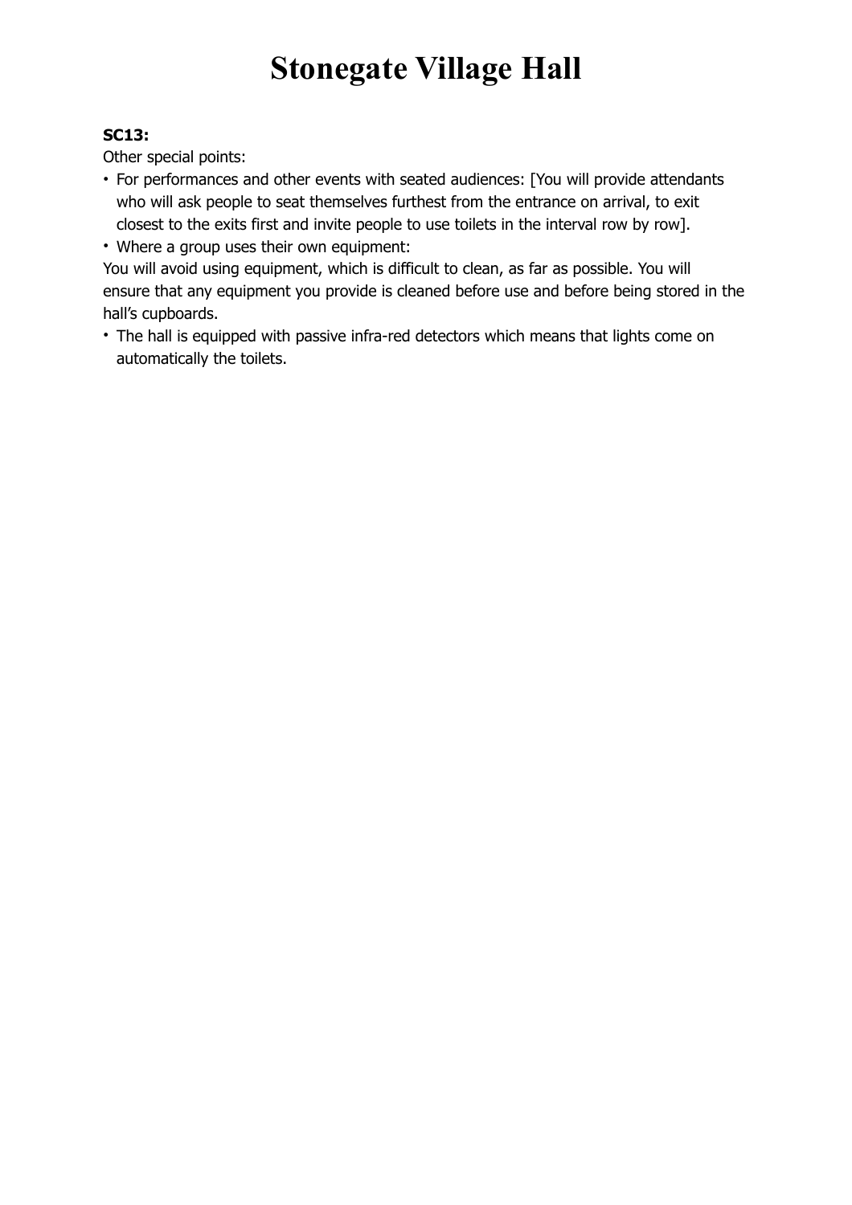# Stonegate Village Hall

**SC13:**

Other special points:

- For performances and other events with seated audiences: [You will provide attendants who will ask people to seat themselves furthest from the entrance on arrival, to exit closest to the exits first and invite people to use toilets in the interval row by row].
- Where a group uses their own equipment:

You will avoid using equipment, which is difficult to clean, as far as possible. You will ensure that any equipment you provide is cleaned before use and before being stored in the hall's cupboards.

- The hall is equipped with passive infra-red detectors which means that lights come on automatically the toilets.